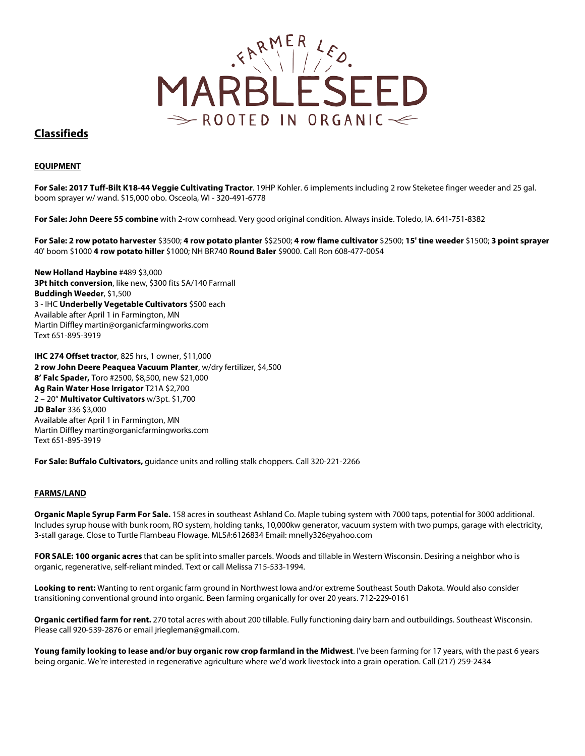# Classifieds

## EQUIPMENT

**For Sale: 2017 Tuff-Bilt K18-44 Veggie Cultivating Tractor**. 19HP Kohler. 6 implements including 2 row Steketee finger weeder and 25 gal. boom sprayer w/ wand. $15,000 obo. Osceola, WI - 320-491-6778

**For Sale: John Deere 55 combine** with 2-row cornhead. Very good original condition. Always inside. Toledo, IA. 641-751-8382

**For Sale: 2 row potato harvester** $3500; **4 row potato planter** $$2500; **4 row flame cultivator** $2500; **15' tine weeder** $1500; **3 point sprayer** 40' boom $1000 **4 row potato hiller** $1000; NH BR740 **Round Baler** $9000. Call Ron 608-477-0054

**New Holland Haybine** #489 $3,000
**3Pt hitch conversion**, like new, $300 fits SA/140 Farmall
**Buddingh Weeder**, $1,500
3 - IHC **Underbelly Vegetable Cultivators** $500 each
Available after April 1 in Farmington, MN
Martin Diffley martin@organicfarmingworks.com
Text 651-895-3919

**IHC 274 Offset tractor**, 825 hrs, 1 owner, $11,000
**2 row John Deere Peaquea Vacuum Planter**, w/dry fertilizer, $4,500
**8' Falc Spader,** Toro #2500, $8,500, new $21,000
**Ag Rain Water Hose Irrigator** T21A $2,700
2 – 20" **Multivator Cultivators** w/3pt. $1,700
**JD Baler** 336 $3,000
Available after April 1 in Farmington, MN
Martin Diffley martin@organicfarmingworks.com
Text 651-895-3919

**For Sale: Buffalo Cultivators,** guidance units and rolling stalk choppers. Call 320-221-2266

## FARMS/LAND

**Organic Maple Syrup Farm For Sale.** 158 acres in southeast Ashland Co. Maple tubing system with 7000 taps, potential for 3000 additional. Includes syrup house with bunk room, RO system, holding tanks, 10,000kw generator, vacuum system with two pumps, garage with electricity, 3-stall garage. Close to Turtle Flambeau Flowage. MLS#:6126834 Email: mnelly326@yahoo.com

**FOR SALE: 100 organic acres** that can be split into smaller parcels. Woods and tillable in Western Wisconsin. Desiring a neighbor who is organic, regenerative, self-reliant minded. Text or call Melissa 715-533-1994.

**Looking to rent:** Wanting to rent organic farm ground in Northwest Iowa and/or extreme Southeast South Dakota. Would also consider transitioning conventional ground into organic. Been farming organically for over 20 years. 712-229-0161

**Organic certified farm for rent.** 270 total acres with about 200 tillable. Fully functioning dairy barn and outbuildings. Southeast Wisconsin. Please call 920-539-2876 or email jriegleman@gmail.com.

**Young family looking to lease and/or buy organic row crop farmland in the Midwest**. I've been farming for 17 years, with the past 6 years being organic. We're interested in regenerative agriculture where we'd work livestock into a grain operation. Call (217) 259-2434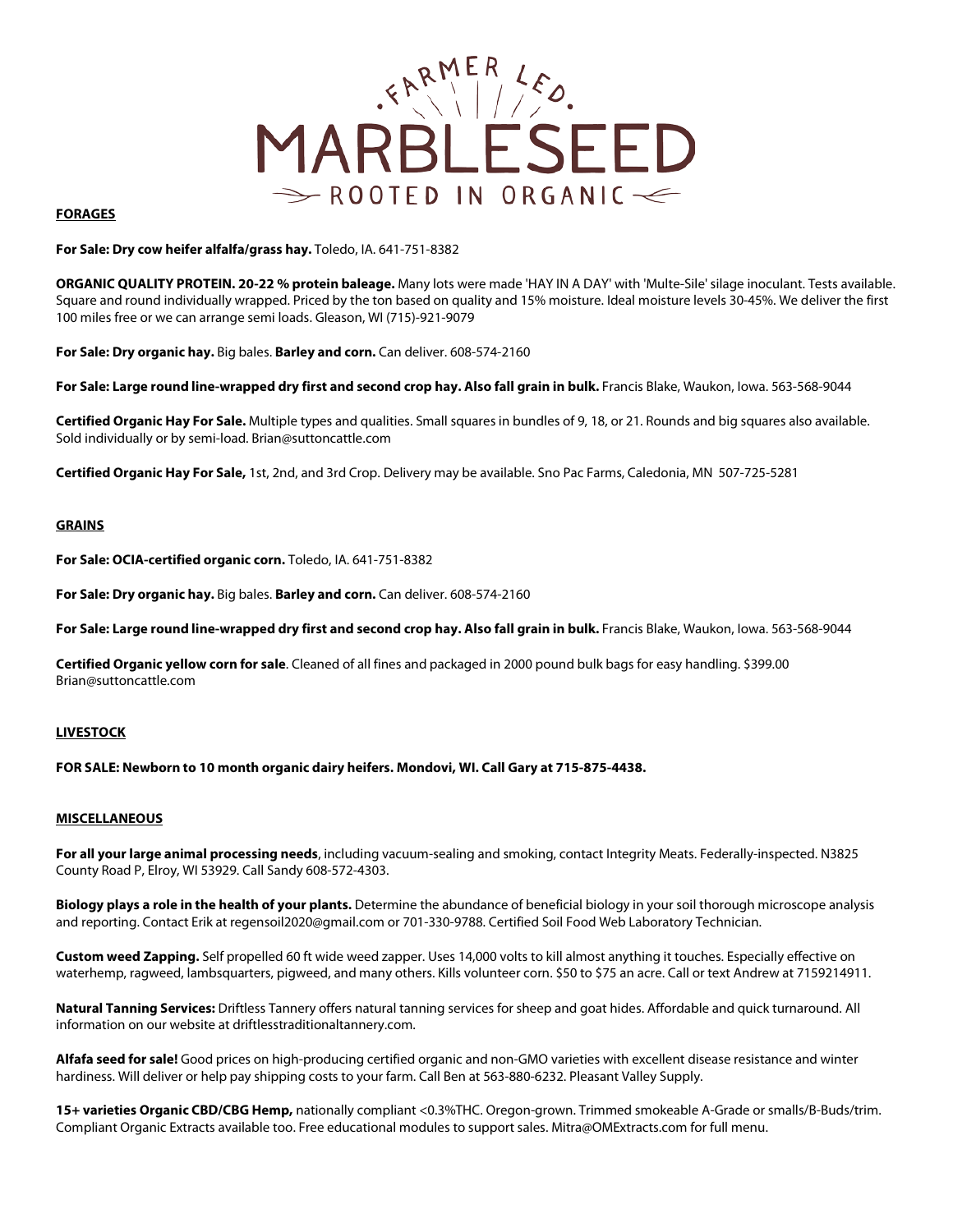## FORAGES

**For Sale: Dry cow heifer alfalfa/grass hay.** Toledo, IA. 641-751-8382

**ORGANIC QUALITY PROTEIN. 20-22 % protein baleage.** Many lots were made 'HAY IN A DAY' with 'Multe-Sile' silage inoculant. Tests available. Square and round individually wrapped. Priced by the ton based on quality and 15% moisture. Ideal moisture levels 30-45%. We deliver the first 100 miles free or we can arrange semi loads. Gleason, WI (715)-921-9079

**For Sale: Dry organic hay.** Big bales. **Barley and corn.** Can deliver. 608-574-2160

**For Sale: Large round line-wrapped dry first and second crop hay. Also fall grain in bulk.** Francis Blake, Waukon, Iowa. 563-568-9044

**Certified Organic Hay For Sale.** Multiple types and qualities. Small squares in bundles of 9, 18, or 21. Rounds and big squares also available. Sold individually or by semi-load. Brian@suttoncattle.com

**Certified Organic Hay For Sale,** 1st, 2nd, and 3rd Crop. Delivery may be available. Sno Pac Farms, Caledonia, MN 507-725-5281

## GRAINS

**For Sale: OCIA-certified organic corn.** Toledo, IA. 641-751-8382

**For Sale: Dry organic hay.** Big bales. **Barley and corn.** Can deliver. 608-574-2160

**For Sale: Large round line-wrapped dry first and second crop hay. Also fall grain in bulk.** Francis Blake, Waukon, Iowa. 563-568-9044

**Certified Organic yellow corn for sale**. Cleaned of all fines and packaged in 2000 pound bulk bags for easy handling. $399.00 Brian@suttoncattle.com

## LIVESTOCK

**FOR SALE: Newborn to 10 month organic dairy heifers. Mondovi, WI. Call Gary at 715-875-4438.**

## MISCELLANEOUS

**For all your large animal processing needs**, including vacuum-sealing and smoking, contact Integrity Meats. Federally-inspected. N3825 County Road P, Elroy, WI 53929. Call Sandy 608-572-4303.

**Biology plays a role in the health of your plants.** Determine the abundance of beneficial biology in your soil thorough microscope analysis and reporting. Contact Erik at regensoil2020@gmail.com or 701-330-9788. Certified Soil Food Web Laboratory Technician.

**Custom weed Zapping.** Self propelled 60 ft wide weed zapper. Uses 14,000 volts to kill almost anything it touches. Especially effective on waterhemp, ragweed, lambsquarters, pigweed, and many others. Kills volunteer corn. $50 to $75 an acre. Call or text Andrew at 7159214911.

**Natural Tanning Services:** Driftless Tannery offers natural tanning services for sheep and goat hides. Affordable and quick turnaround. All information on our website at driftlesstraditionaltannery.com.

**Alfafa seed for sale!** Good prices on high-producing certified organic and non-GMO varieties with excellent disease resistance and winter hardiness. Will deliver or help pay shipping costs to your farm. Call Ben at 563-880-6232. Pleasant Valley Supply.

**15+ varieties Organic CBD/CBG Hemp,** nationally compliant <0.3%THC. Oregon-grown. Trimmed smokeable A-Grade or smalls/B-Buds/trim. Compliant Organic Extracts available too. Free educational modules to support sales. Mitra@OMExtracts.com for full menu.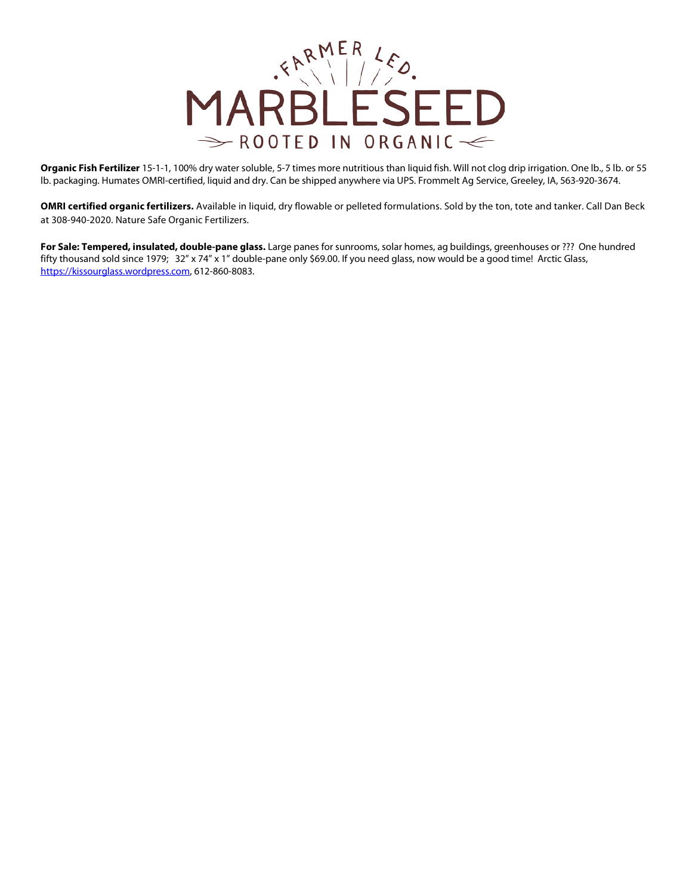**Organic Fish Fertilizer** 15-1-1, 100% dry water soluble, 5-7 times more nutritious than liquid fish. Will not clog drip irrigation. One lb., 5 lb. or 55 lb. packaging. Humates OMRI-certified, liquid and dry. Can be shipped anywhere via UPS. Frommelt Ag Service, Greeley, IA, 563-920-3674.

**OMRI certified organic fertilizers.** Available in liquid, dry flowable or pelleted formulations. Sold by the ton, tote and tanker. Call Dan Beck at 308-940-2020. Nature Safe Organic Fertilizers.

**For Sale: Tempered, insulated, double-pane glass.** Large panes for sunrooms, solar homes, ag buildings, greenhouses or ??? One hundred fifty thousand sold since 1979; 32″ x 74″ x 1″ double-pane only $69.00. If you need glass, now would be a good time! Arctic Glass, [https://kissourglass.wordpress.com](https://kissourglass.wordpress.com), 612-860-8083.